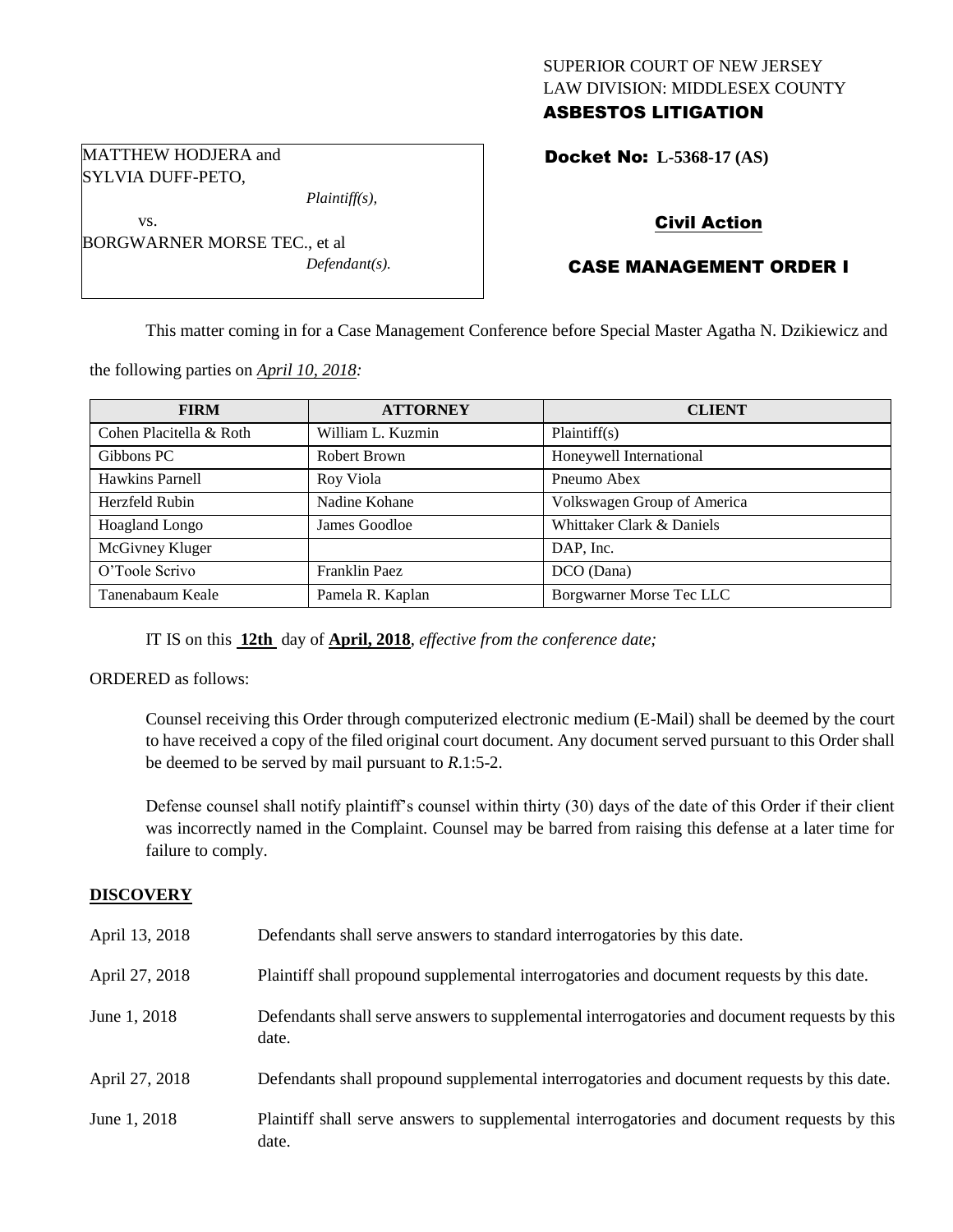SUPERIOR COURT OF NEW JERSEY
LAW DIVISION: MIDDLESEX COUNTY
**ASBESTOS LITIGATION**

MATTHEW HODJERA and
SYLVIA DUFF-PETO,
*Plaintiff(s),*
vs.
BORGWARNER MORSE TEC., et al
*Defendant(s).*

**Docket No: L-5368-17 (AS)**

**Civil Action**

**CASE MANAGEMENT ORDER I**

This matter coming in for a Case Management Conference before Special Master Agatha N. Dzikiewicz and the following parties on *April 10, 2018:*

| FIRM | ATTORNEY | CLIENT |
|---|---|---|
| Cohen Placitella & Roth | William L. Kuzmin | Plaintiff(s) |
| Gibbons PC | Robert Brown | Honeywell International |
| Hawkins Parnell | Roy Viola | Pneumo Abex |
| Herzfeld Rubin | Nadine Kohane | Volkswagen Group of America |
| Hoagland Longo | James Goodloe | Whittaker Clark & Daniels |
| McGivney Kluger | | DAP, Inc. |
| O'Toole Scrivo | Franklin Paez | DCO (Dana) |
| Tanenabaum Keale | Pamela R. Kaplan | Borgwarner Morse Tec LLC |

IT IS on this **12th** day of **April, 2018**, *effective from the conference date;*

ORDERED as follows:

Counsel receiving this Order through computerized electronic medium (E-Mail) shall be deemed by the court to have received a copy of the filed original court document. Any document served pursuant to this Order shall be deemed to be served by mail pursuant to *R*.1:5-2.

Defense counsel shall notify plaintiff's counsel within thirty (30) days of the date of this Order if their client was incorrectly named in the Complaint. Counsel may be barred from raising this defense at a later time for failure to comply.

**DISCOVERY**

April 13, 2018 Defendants shall serve answers to standard interrogatories by this date.

April 27, 2018 Plaintiff shall propound supplemental interrogatories and document requests by this date.

June 1, 2018 Defendants shall serve answers to supplemental interrogatories and document requests by this date.

April 27, 2018 Defendants shall propound supplemental interrogatories and document requests by this date.

June 1, 2018 Plaintiff shall serve answers to supplemental interrogatories and document requests by this date.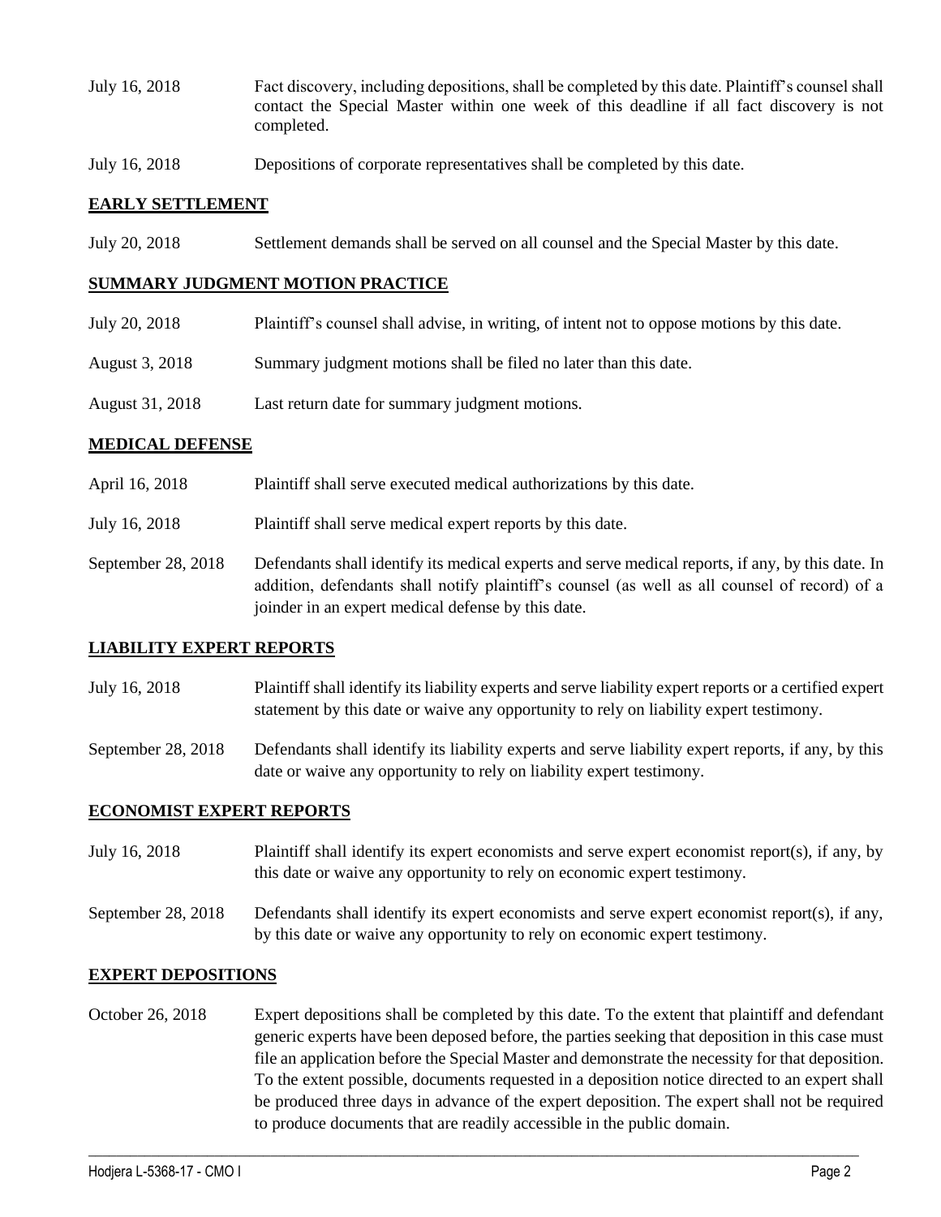| | |
|---|---|
| July 16, 2018 | Fact discovery, including depositions, shall be completed by this date. Plaintiff's counsel shall contact the Special Master within one week of this deadline if all fact discovery is not completed. |
| July 16, 2018 | Depositions of corporate representatives shall be completed by this date. |

## EARLY SETTLEMENT

| | |
|---|---|
| July 20, 2018 | Settlement demands shall be served on all counsel and the Special Master by this date. |

## SUMMARY JUDGMENT MOTION PRACTICE

| | |
|---|---|
| July 20, 2018 | Plaintiff's counsel shall advise, in writing, of intent not to oppose motions by this date. |
| August 3, 2018 | Summary judgment motions shall be filed no later than this date. |
| August 31, 2018 | Last return date for summary judgment motions. |

## MEDICAL DEFENSE

| | |
|---|---|
| April 16, 2018 | Plaintiff shall serve executed medical authorizations by this date. |
| July 16, 2018 | Plaintiff shall serve medical expert reports by this date. |
| September 28, 2018 | Defendants shall identify its medical experts and serve medical reports, if any, by this date. In addition, defendants shall notify plaintiff's counsel (as well as all counsel of record) of a joinder in an expert medical defense by this date. |

## LIABILITY EXPERT REPORTS

| | |
|---|---|
| July 16, 2018 | Plaintiff shall identify its liability experts and serve liability expert reports or a certified expert statement by this date or waive any opportunity to rely on liability expert testimony. |
| September 28, 2018 | Defendants shall identify its liability experts and serve liability expert reports, if any, by this date or waive any opportunity to rely on liability expert testimony. |

## ECONOMIST EXPERT REPORTS

| | |
|---|---|
| July 16, 2018 | Plaintiff shall identify its expert economists and serve expert economist report(s), if any, by this date or waive any opportunity to rely on economic expert testimony. |
| September 28, 2018 | Defendants shall identify its expert economists and serve expert economist report(s), if any, by this date or waive any opportunity to rely on economic expert testimony. |

## EXPERT DEPOSITIONS

| | |
|---|---|
| October 26, 2018 | Expert depositions shall be completed by this date. To the extent that plaintiff and defendant generic experts have been deposed before, the parties seeking that deposition in this case must file an application before the Special Master and demonstrate the necessity for that deposition. To the extent possible, documents requested in a deposition notice directed to an expert shall be produced three days in advance of the expert deposition. The expert shall not be required to produce documents that are readily accessible in the public domain. |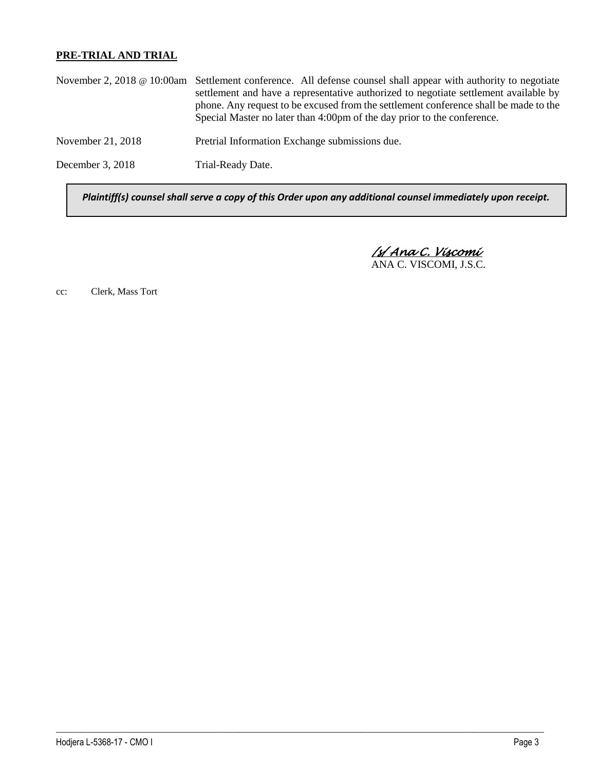**PRE-TRIAL AND TRIAL**

| | |
|---|---|
| November 2, 2018 @ 10:00am | Settlement conference. All defense counsel shall appear with authority to negotiate settlement and have a representative authorized to negotiate settlement available by phone. Any request to be excused from the settlement conference shall be made to the Special Master no later than 4:00pm of the day prior to the conference. |
| November 21, 2018 | Pretrial Information Exchange submissions due. |
| December 3, 2018 | Trial-Ready Date. |

***Plaintiff(s) counsel shall serve a copy of this Order upon any additional counsel immediately upon receipt.***

/s/ Ana C. Viscomi
ANA C. VISCOMI, J.S.C.

cc: Clerk, Mass Tort